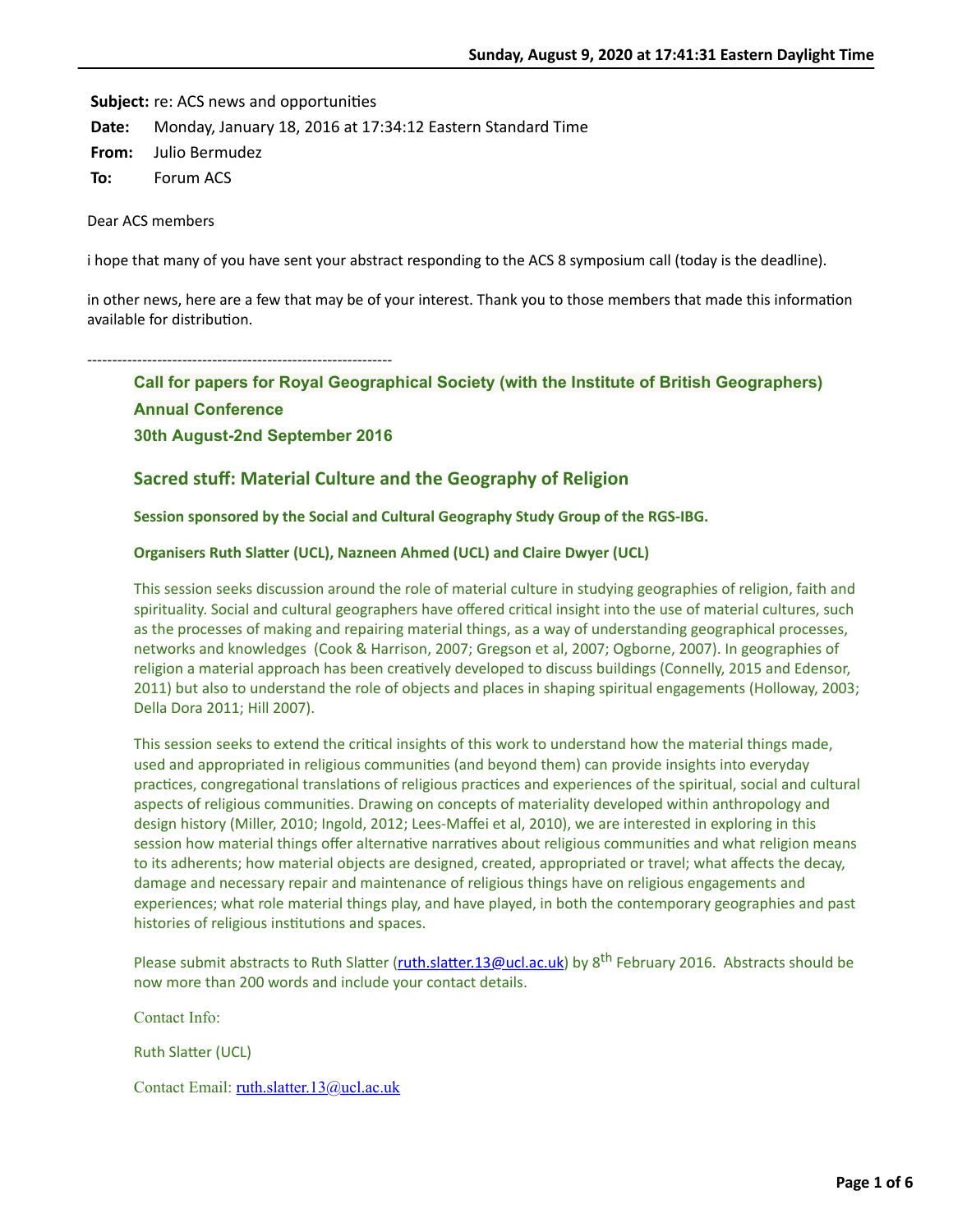**Subject:** re: ACS news and opportunities

**Date:** Monday, January 18, 2016 at 17:34:12 Eastern Standard Time

**From:** Julio Bermudez

**To:** Forum ACS

Dear ACS members

i hope that many of you have sent your abstract responding to the ACS 8 symposium call (today is the deadline).

in other news, here are a few that may be of your interest. Thank you to those members that made this information available for distribution.

---

**Call for papers for Royal Geographical Society (with the Institute of British Geographers) Annual Conference**

**30th August-2nd September 2016**

## Sacred stuff: Material Culture and the Geography of Religion

**Session sponsored by the Social and Cultural Geography Study Group of the RGS-IBG.**

**Organisers Ruth Slatter (UCL), Nazneen Ahmed (UCL) and Claire Dwyer (UCL)**

This session seeks discussion around the role of material culture in studying geographies of religion, faith and spirituality. Social and cultural geographers have offered critical insight into the use of material cultures, such as the processes of making and repairing material things, as a way of understanding geographical processes, networks and knowledges (Cook & Harrison, 2007; Gregson et al, 2007; Ogborne, 2007). In geographies of religion a material approach has been creatively developed to discuss buildings (Connelly, 2015 and Edensor, 2011) but also to understand the role of objects and places in shaping spiritual engagements (Holloway, 2003; Della Dora 2011; Hill 2007).

This session seeks to extend the critical insights of this work to understand how the material things made, used and appropriated in religious communities (and beyond them) can provide insights into everyday practices, congregational translations of religious practices and experiences of the spiritual, social and cultural aspects of religious communities. Drawing on concepts of materiality developed within anthropology and design history (Miller, 2010; Ingold, 2012; Lees-Maffei et al, 2010), we are interested in exploring in this session how material things offer alternative narratives about religious communities and what religion means to its adherents; how material objects are designed, created, appropriated or travel; what affects the decay, damage and necessary repair and maintenance of religious things have on religious engagements and experiences; what role material things play, and have played, in both the contemporary geographies and past histories of religious institutions and spaces.

Please submit abstracts to Ruth Slatter (ruth.slatter.13@ucl.ac.uk) by 8th February 2016. Abstracts should be now more than 200 words and include your contact details.

Contact Info:

Ruth Slatter (UCL)

Contact Email: ruth.slatter.13@ucl.ac.uk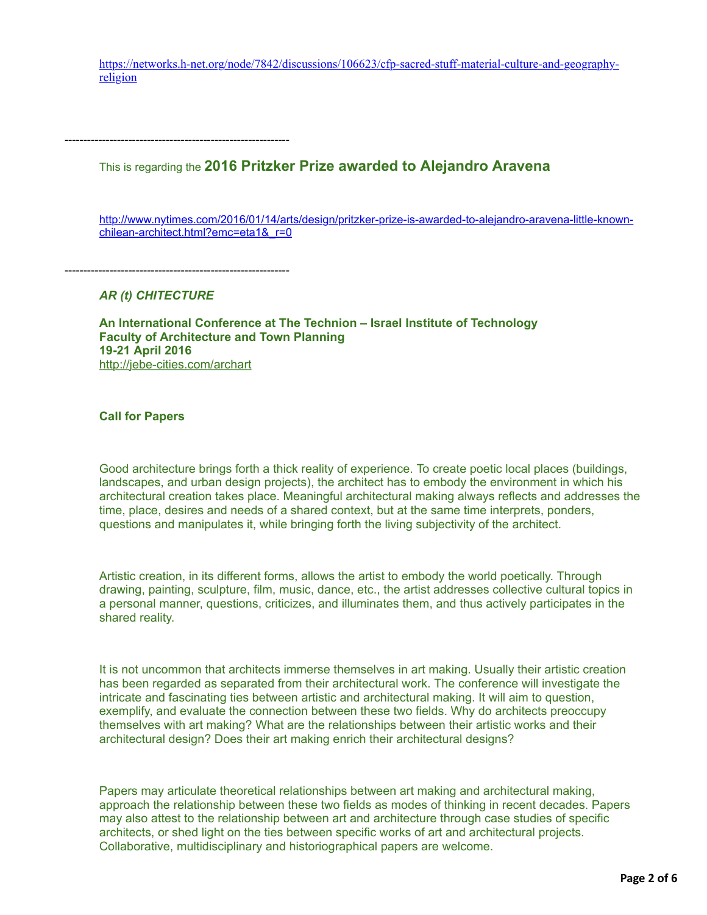https://networks.h-net.org/node/7842/discussions/106623/cfp-sacred-stuff-material-culture-and-geography-religion

------------------------------------------------------------

This is regarding the **2016 Pritzker Prize awarded to Alejandro Aravena**

http://www.nytimes.com/2016/01/14/arts/design/pritzker-prize-is-awarded-to-alejandro-aravena-little-known-chilean-architect.html?emc=eta1&_r=0

------------------------------------------------------------

***AR (t) CHITECTURE***

**An International Conference at The Technion – Israel Institute of Technology**
**Faculty of Architecture and Town Planning**
**19-21 April 2016**
http://jebe-cities.com/archart

**Call for Papers**

Good architecture brings forth a thick reality of experience. To create poetic local places (buildings, landscapes, and urban design projects), the architect has to embody the environment in which his architectural creation takes place. Meaningful architectural making always reflects and addresses the time, place, desires and needs of a shared context, but at the same time interprets, ponders, questions and manipulates it, while bringing forth the living subjectivity of the architect.

Artistic creation, in its different forms, allows the artist to embody the world poetically. Through drawing, painting, sculpture, film, music, dance, etc., the artist addresses collective cultural topics in a personal manner, questions, criticizes, and illuminates them, and thus actively participates in the shared reality.

It is not uncommon that architects immerse themselves in art making. Usually their artistic creation has been regarded as separated from their architectural work. The conference will investigate the intricate and fascinating ties between artistic and architectural making. It will aim to question, exemplify, and evaluate the connection between these two fields. Why do architects preoccupy themselves with art making? What are the relationships between their artistic works and their architectural design? Does their art making enrich their architectural designs?

Papers may articulate theoretical relationships between art making and architectural making, approach the relationship between these two fields as modes of thinking in recent decades. Papers may also attest to the relationship between art and architecture through case studies of specific architects, or shed light on the ties between specific works of art and architectural projects. Collaborative, multidisciplinary and historiographical papers are welcome.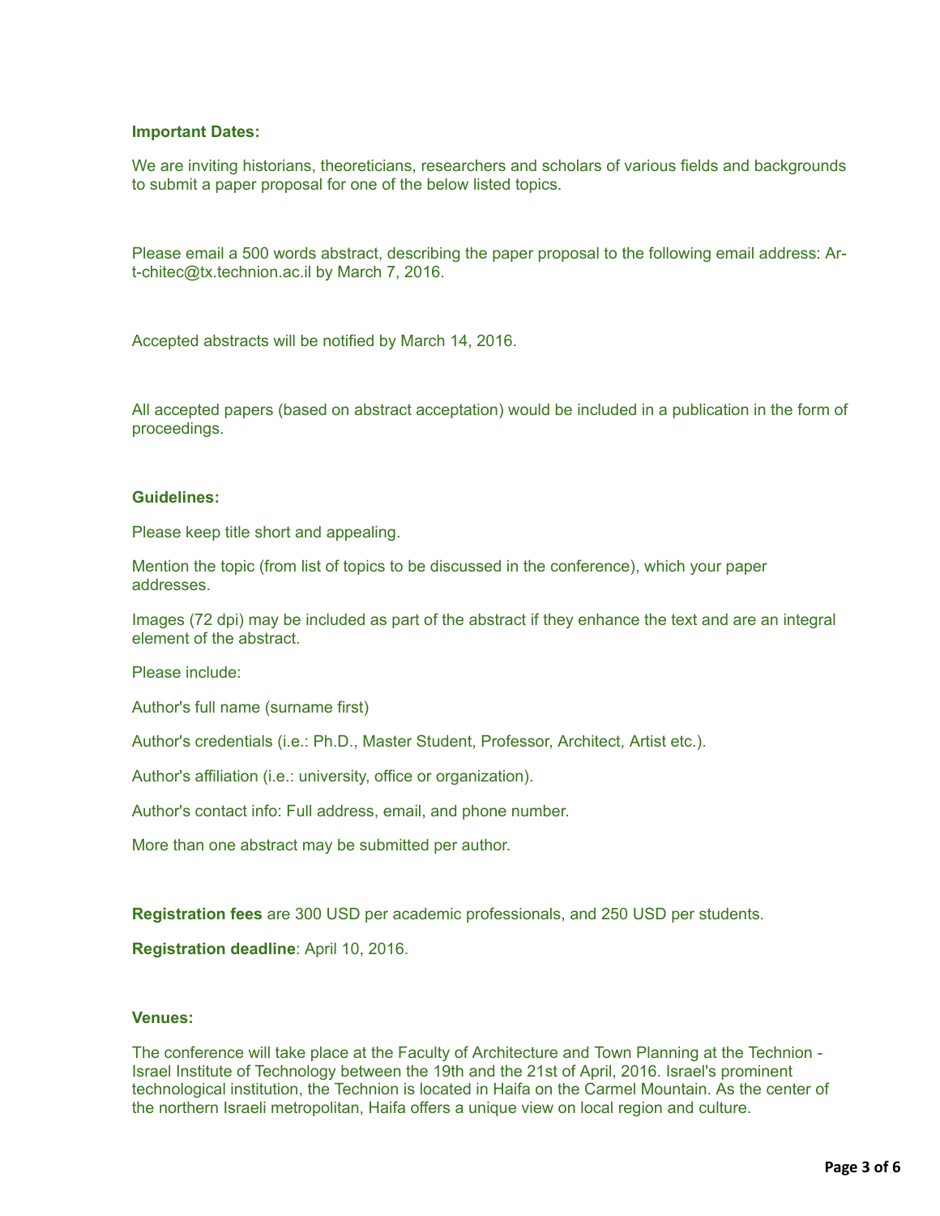**Important Dates:**

We are inviting historians, theoreticians, researchers and scholars of various fields and backgrounds to submit a paper proposal for one of the below listed topics.

Please email a 500 words abstract, describing the paper proposal to the following email address: Art-chitec@tx.technion.ac.il by March 7, 2016.

Accepted abstracts will be notified by March 14, 2016.

All accepted papers (based on abstract acceptation) would be included in a publication in the form of proceedings.

**Guidelines:**

Please keep title short and appealing.

Mention the topic (from list of topics to be discussed in the conference), which your paper addresses.

Images (72 dpi) may be included as part of the abstract if they enhance the text and are an integral element of the abstract.

Please include:

Author's full name (surname first)

Author's credentials (i.e.: Ph.D., Master Student, Professor, Architect, Artist etc.).

Author's affiliation (i.e.: university, office or organization).

Author's contact info: Full address, email, and phone number.

More than one abstract may be submitted per author.

**Registration fees** are 300 USD per academic professionals, and 250 USD per students.

**Registration deadline**: April 10, 2016.

**Venues:**

The conference will take place at the Faculty of Architecture and Town Planning at the Technion - Israel Institute of Technology between the 19th and the 21st of April, 2016. Israel's prominent technological institution, the Technion is located in Haifa on the Carmel Mountain. As the center of the northern Israeli metropolitan, Haifa offers a unique view on local region and culture.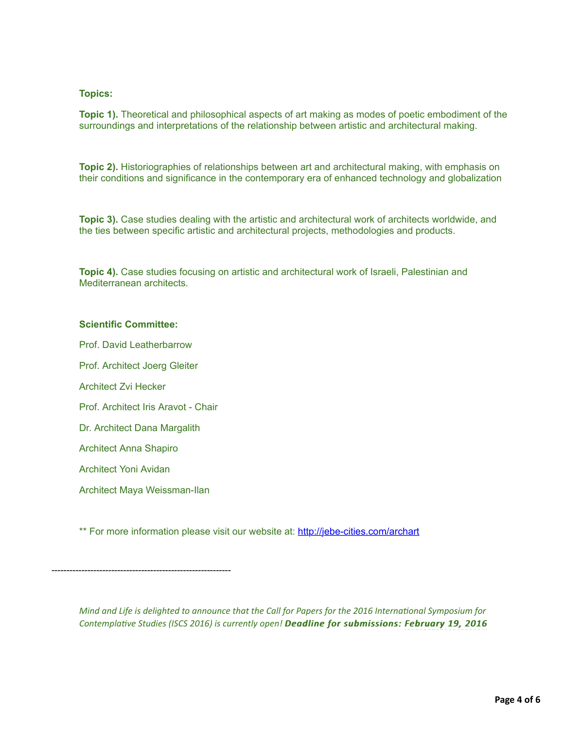**Topics:**

**Topic 1).** Theoretical and philosophical aspects of art making as modes of poetic embodiment of the surroundings and interpretations of the relationship between artistic and architectural making.

**Topic 2).** Historiographies of relationships between art and architectural making, with emphasis on their conditions and significance in the contemporary era of enhanced technology and globalization

**Topic 3).** Case studies dealing with the artistic and architectural work of architects worldwide, and the ties between specific artistic and architectural projects, methodologies and products.

**Topic 4).** Case studies focusing on artistic and architectural work of Israeli, Palestinian and Mediterranean architects.

**Scientific Committee:**

Prof. David Leatherbarrow

Prof. Architect Joerg Gleiter

Architect Zvi Hecker

Prof. Architect Iris Aravot - Chair

Dr. Architect Dana Margalith

Architect Anna Shapiro

Architect Yoni Avidan

Architect Maya Weissman-Ilan

** For more information please visit our website at: http://jebe-cities.com/archart

-----------------------------------------------------------

*Mind and Life is delighted to announce that the Call for Papers for the 2016 International Symposium for Contemplative Studies (ISCS 2016) is currently open!* ***Deadline for submissions: February 19, 2016***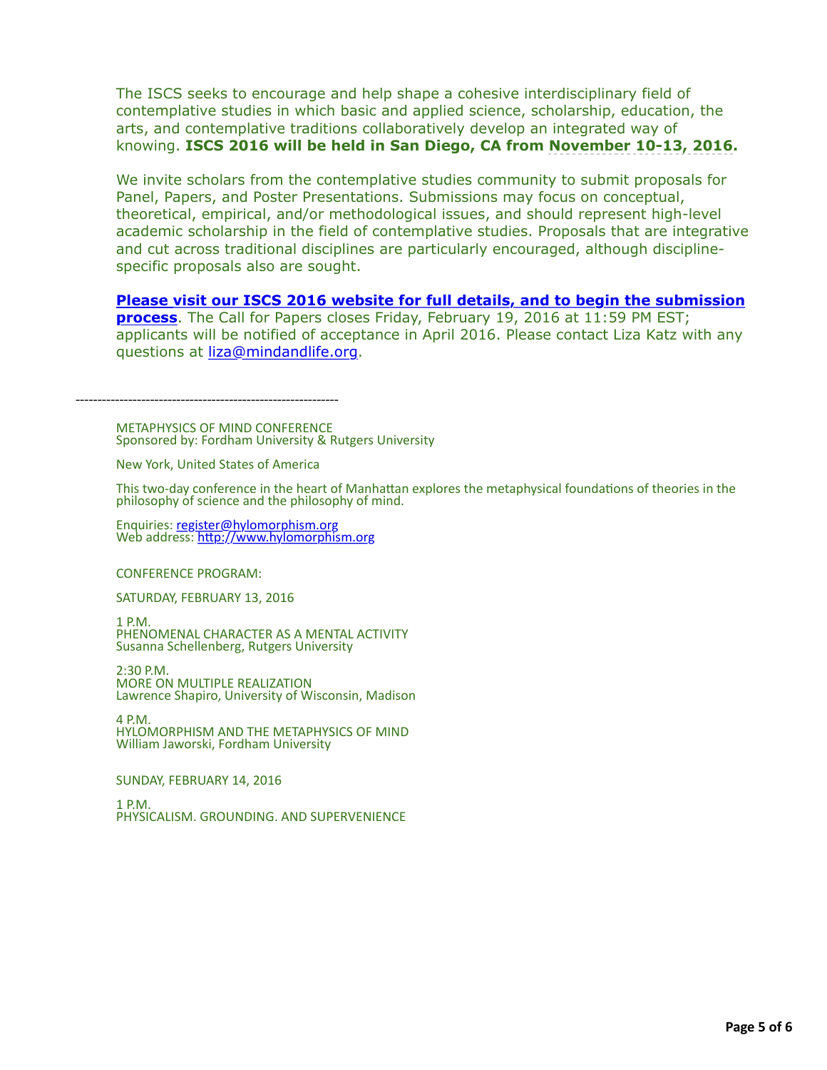The ISCS seeks to encourage and help shape a cohesive interdisciplinary field of contemplative studies in which basic and applied science, scholarship, education, the arts, and contemplative traditions collaboratively develop an integrated way of knowing. **ISCS 2016 will be held in San Diego, CA from November 10-13, 2016.**

We invite scholars from the contemplative studies community to submit proposals for Panel, Papers, and Poster Presentations. Submissions may focus on conceptual, theoretical, empirical, and/or methodological issues, and should represent high-level academic scholarship in the field of contemplative studies. Proposals that are integrative and cut across traditional disciplines are particularly encouraged, although discipline-specific proposals also are sought.

**Please visit our ISCS 2016 website for full details, and to begin the submission process**. The Call for Papers closes Friday, February 19, 2016 at 11:59 PM EST; applicants will be notified of acceptance in April 2016. Please contact Liza Katz with any questions at liza@mindandlife.org.

------------------------------------------------------------

METAPHYSICS OF MIND CONFERENCE
Sponsored by: Fordham University & Rutgers University

New York, United States of America

This two-day conference in the heart of Manhattan explores the metaphysical foundations of theories in the philosophy of science and the philosophy of mind.

Enquiries: register@hylomorphism.org
Web address: http://www.hylomorphism.org

CONFERENCE PROGRAM:

SATURDAY, FEBRUARY 13, 2016

1 P.M.
PHENOMENAL CHARACTER AS A MENTAL ACTIVITY
Susanna Schellenberg, Rutgers University

2:30 P.M.
MORE ON MULTIPLE REALIZATION
Lawrence Shapiro, University of Wisconsin, Madison

4 P.M.
HYLOMORPHISM AND THE METAPHYSICS OF MIND
William Jaworski, Fordham University

SUNDAY, FEBRUARY 14, 2016

1 P.M.
PHYSICALISM. GROUNDING. AND SUPERVENIENCE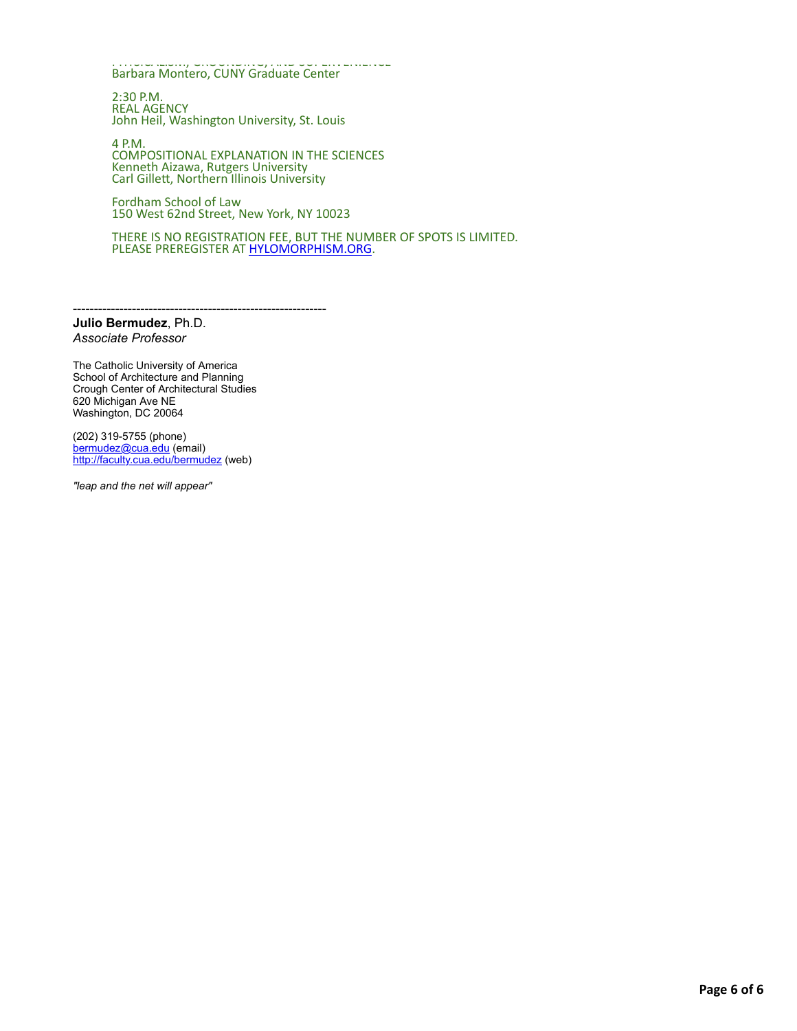PHYSICALISM, GROUNDING, AND SUPERVENIENCE
Barbara Montero, CUNY Graduate Center

2:30 P.M.
REAL AGENCY
John Heil, Washington University, St. Louis

4 P.M.
COMPOSITIONAL EXPLANATION IN THE SCIENCES
Kenneth Aizawa, Rutgers University
Carl Gillett, Northern Illinois University

Fordham School of Law
150 West 62nd Street, New York, NY 10023

THERE IS NO REGISTRATION FEE, BUT THE NUMBER OF SPOTS IS LIMITED.
PLEASE PREREGISTER AT HYLOMORPHISM.ORG.

------------------------------------------------------------

**Julio Bermudez**, Ph.D.
*Associate Professor*

The Catholic University of America
School of Architecture and Planning
Crough Center of Architectural Studies
620 Michigan Ave NE
Washington, DC 20064

(202) 319-5755 (phone)
bermudez@cua.edu (email)
http://faculty.cua.edu/bermudez (web)

*"leap and the net will appear"*